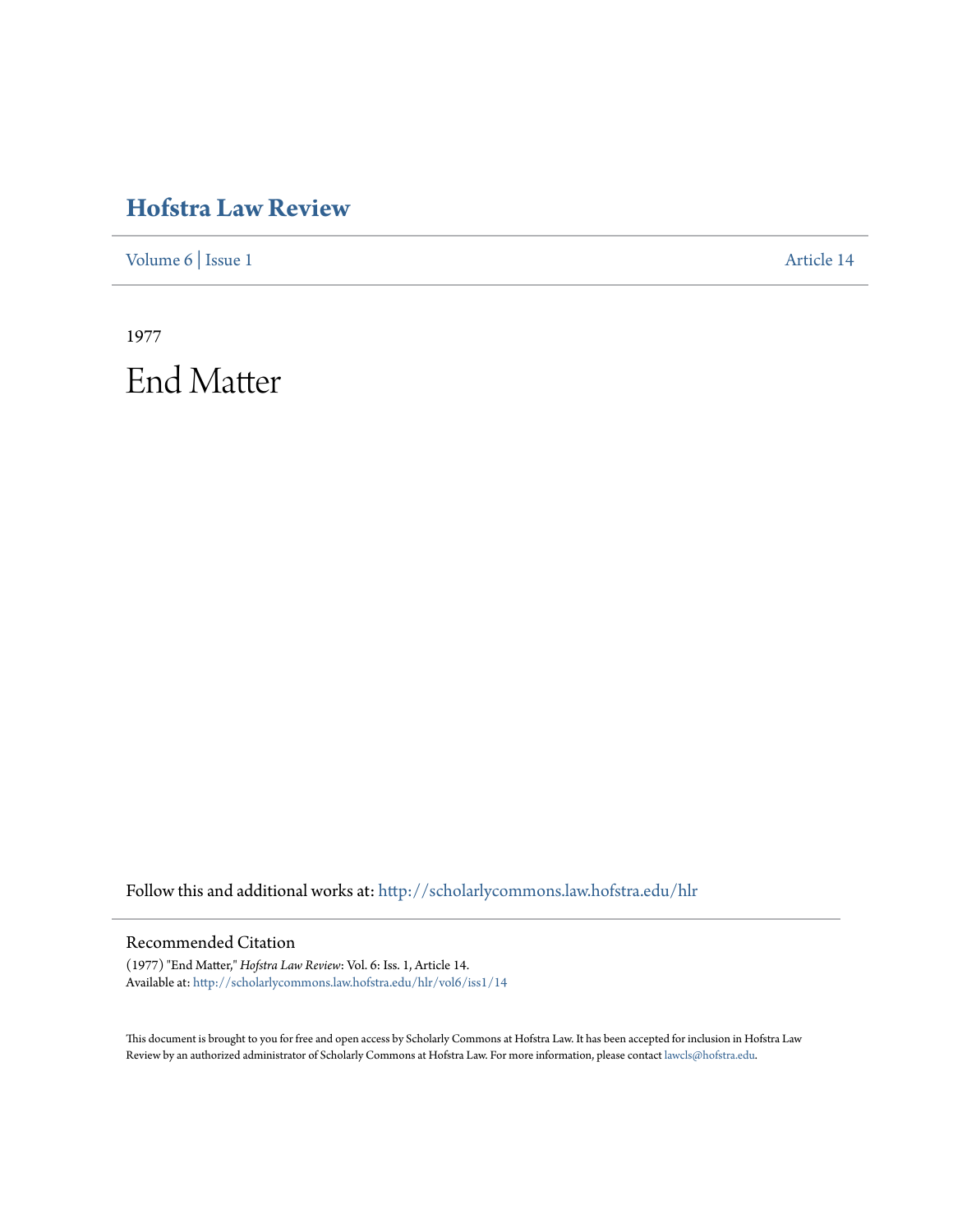# Hofstra Law Review

Volume 6 | Issue 1 Article 14

1977

# End Matter

Follow this and additional works at: http://scholarlycommons.law.hofstra.edu/hlr

## Recommended Citation

(1977) "End Matter," *Hofstra Law Review*: Vol. 6: Iss. 1, Article 14.
Available at: http://scholarlycommons.law.hofstra.edu/hlr/vol6/iss1/14

This document is brought to you for free and open access by Scholarly Commons at Hofstra Law. It has been accepted for inclusion in Hofstra Law Review by an authorized administrator of Scholarly Commons at Hofstra Law. For more information, please contact lawcls@hofstra.edu.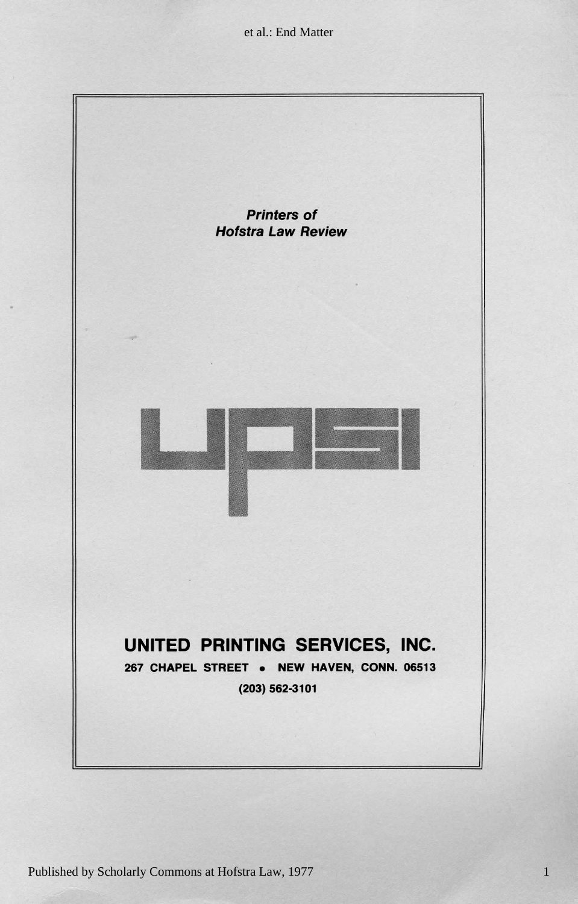***Printers of Hofstra Law Review***

UPSI

**UNITED PRINTING SERVICES, INC.**

**267 CHAPEL STREET • NEW HAVEN, CONN. 06513**

**(203) 562-3101**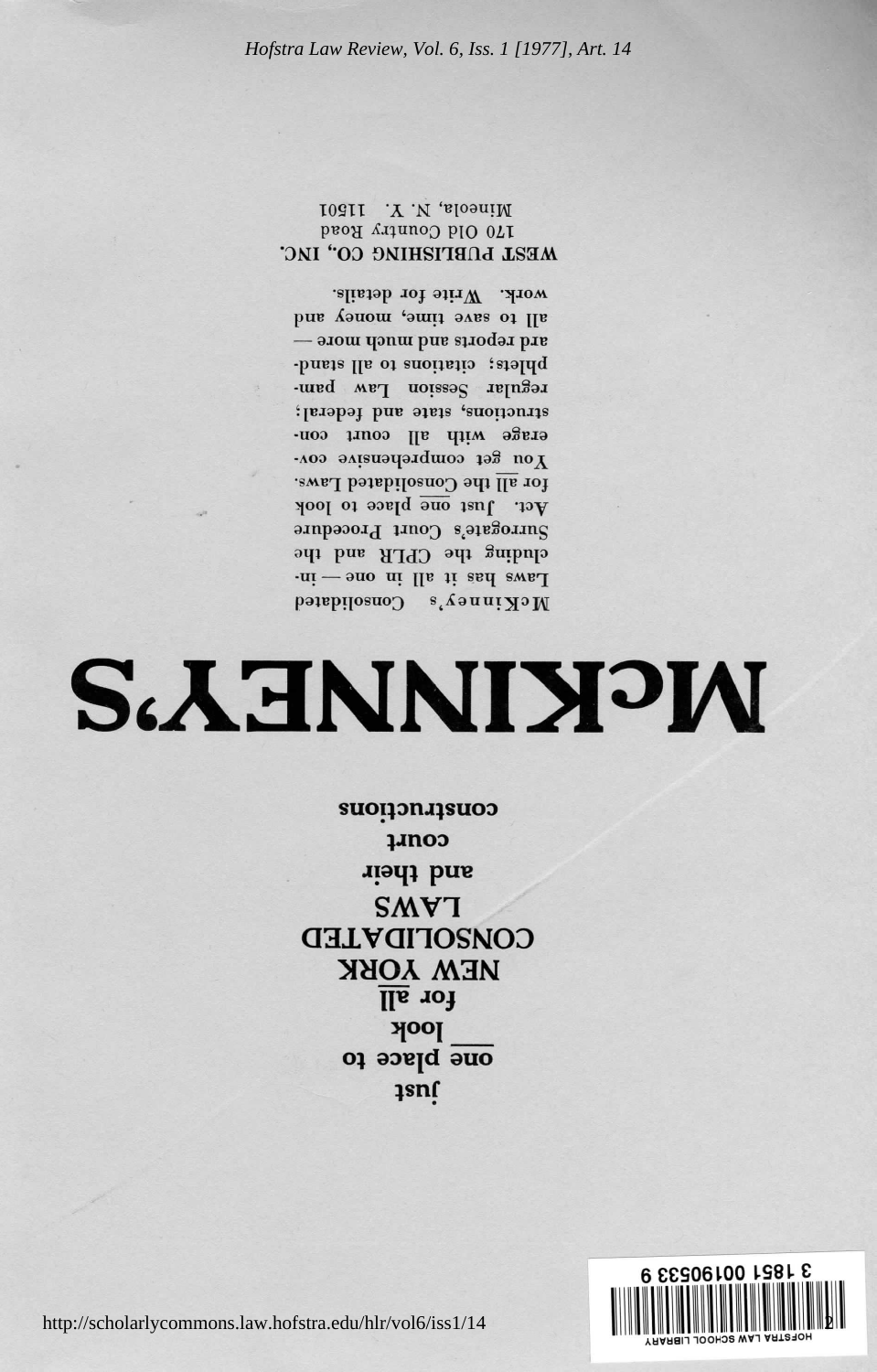just
one place to
look
for all
NEW YORK
CONSOLIDATED
LAWS
and their
court
constructions

# McKINNEY'S

McKinney's Consolidated Laws has it all in one — including the CPLR and the Surrogate's Court Procedure Act. Just one place to look for all the Consolidated Laws. You get comprehensive coverage with all court constructions, state and federal; regular Session Law pamphlets; citations to all standard reports and much more — all to save time, money and work. Write for details.

**WEST PUBLISHING CO., INC.**
170 Old Country Road
Mineola, N. Y. 11501

3 1851 00190533 9
HOFSTRA LAW SCHOOL LIBRARY